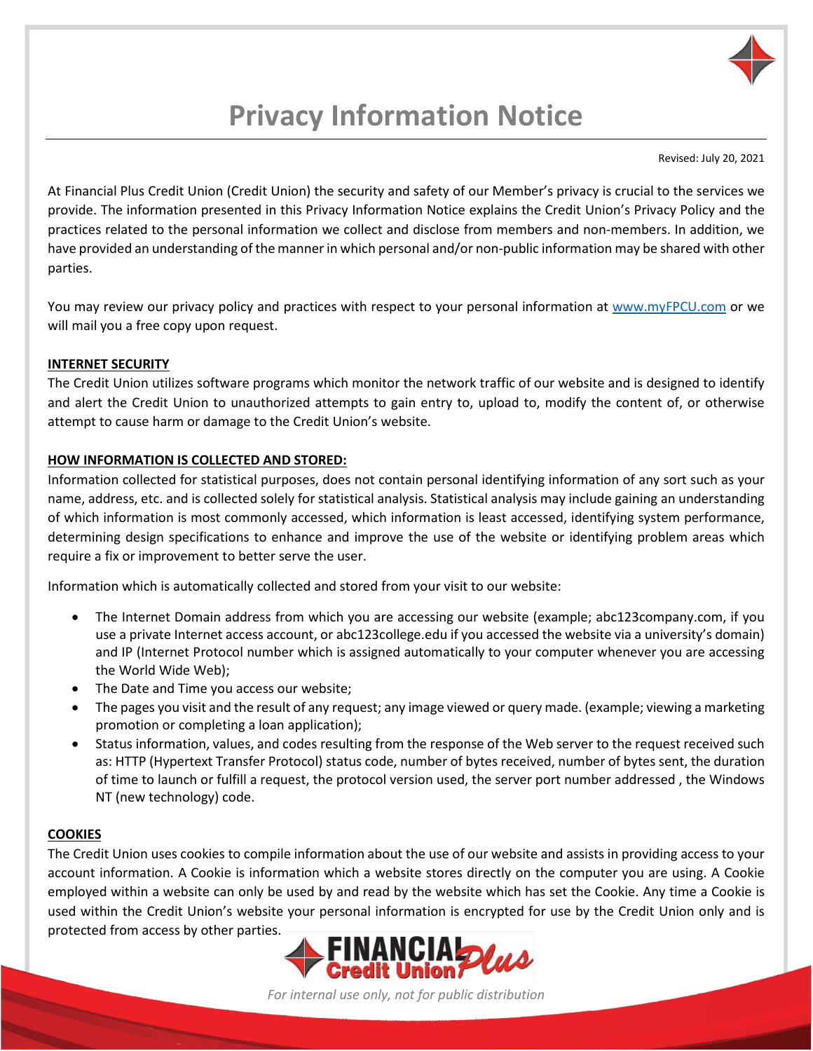# Privacy Information Notice

Revised: July 20, 2021

At Financial Plus Credit Union (Credit Union) the security and safety of our Member's privacy is crucial to the services we provide. The information presented in this Privacy Information Notice explains the Credit Union's Privacy Policy and the practices related to the personal information we collect and disclose from members and non-members. In addition, we have provided an understanding of the manner in which personal and/or non-public information may be shared with other parties.

You may review our privacy policy and practices with respect to your personal information at [www.myFPCU.com](http://www.myFPCU.com) or we will mail you a free copy upon request.

**INTERNET SECURITY**

The Credit Union utilizes software programs which monitor the network traffic of our website and is designed to identify and alert the Credit Union to unauthorized attempts to gain entry to, upload to, modify the content of, or otherwise attempt to cause harm or damage to the Credit Union's website.

**HOW INFORMATION IS COLLECTED AND STORED:**

Information collected for statistical purposes, does not contain personal identifying information of any sort such as your name, address, etc. and is collected solely for statistical analysis. Statistical analysis may include gaining an understanding of which information is most commonly accessed, which information is least accessed, identifying system performance, determining design specifications to enhance and improve the use of the website or identifying problem areas which require a fix or improvement to better serve the user.

Information which is automatically collected and stored from your visit to our website:

- The Internet Domain address from which you are accessing our website (example; abc123company.com, if you use a private Internet access account, or abc123college.edu if you accessed the website via a university's domain) and IP (Internet Protocol number which is assigned automatically to your computer whenever you are accessing the World Wide Web);
- The Date and Time you access our website;
- The pages you visit and the result of any request; any image viewed or query made. (example; viewing a marketing promotion or completing a loan application);
- Status information, values, and codes resulting from the response of the Web server to the request received such as: HTTP (Hypertext Transfer Protocol) status code, number of bytes received, number of bytes sent, the duration of time to launch or fulfill a request, the protocol version used, the server port number addressed , the Windows NT (new technology) code.

**COOKIES**

The Credit Union uses cookies to compile information about the use of our website and assists in providing access to your account information. A Cookie is information which a website stores directly on the computer you are using. A Cookie employed within a website can only be used by and read by the website which has set the Cookie. Any time a Cookie is used within the Credit Union's website your personal information is encrypted for use by the Credit Union only and is protected from access by other parties.

*For internal use only, not for public distribution*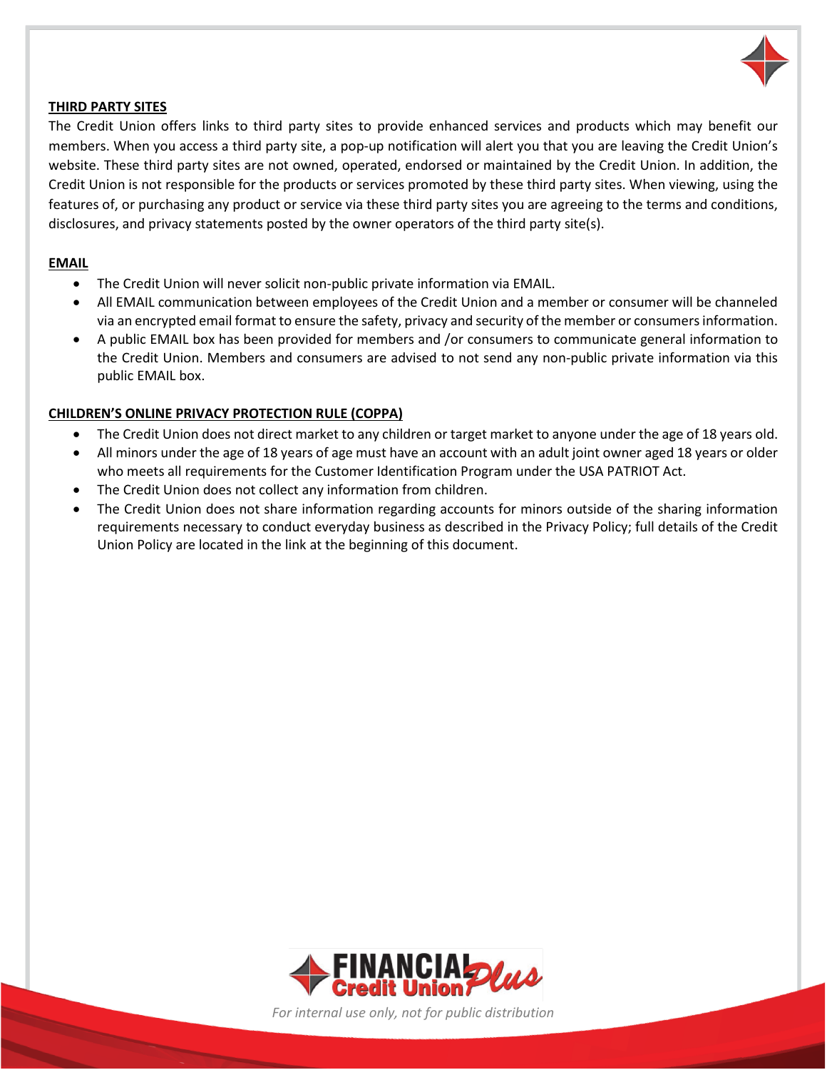**THIRD PARTY SITES**

The Credit Union offers links to third party sites to provide enhanced services and products which may benefit our members. When you access a third party site, a pop-up notification will alert you that you are leaving the Credit Union's website. These third party sites are not owned, operated, endorsed or maintained by the Credit Union. In addition, the Credit Union is not responsible for the products or services promoted by these third party sites. When viewing, using the features of, or purchasing any product or service via these third party sites you are agreeing to the terms and conditions, disclosures, and privacy statements posted by the owner operators of the third party site(s).

**EMAIL**

- The Credit Union will never solicit non-public private information via EMAIL.
- All EMAIL communication between employees of the Credit Union and a member or consumer will be channeled via an encrypted email format to ensure the safety, privacy and security of the member or consumers information.
- A public EMAIL box has been provided for members and /or consumers to communicate general information to the Credit Union. Members and consumers are advised to not send any non-public private information via this public EMAIL box.

**CHILDREN'S ONLINE PRIVACY PROTECTION RULE (COPPA)**

- The Credit Union does not direct market to any children or target market to anyone under the age of 18 years old.
- All minors under the age of 18 years of age must have an account with an adult joint owner aged 18 years or older who meets all requirements for the Customer Identification Program under the USA PATRIOT Act.
- The Credit Union does not collect any information from children.
- The Credit Union does not share information regarding accounts for minors outside of the sharing information requirements necessary to conduct everyday business as described in the Privacy Policy; full details of the Credit Union Policy are located in the link at the beginning of this document.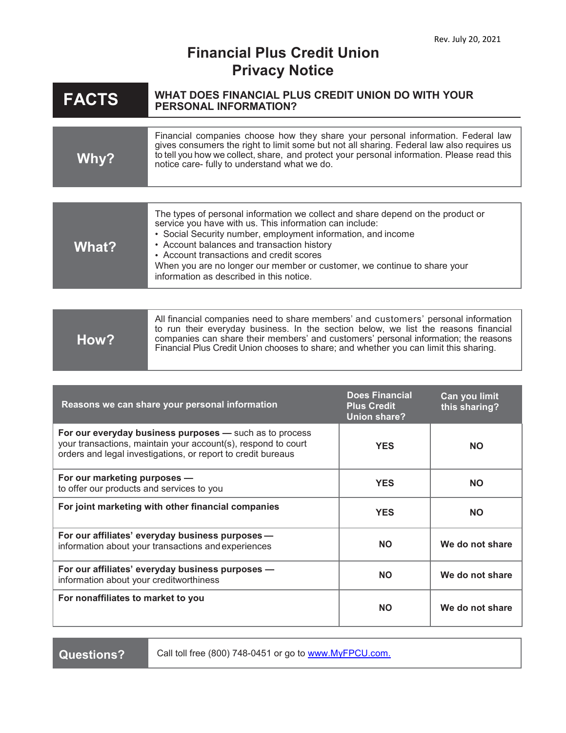Rev. July 20, 2021

# Financial Plus Credit Union
# Privacy Notice

| **FACTS** | **WHAT DOES FINANCIAL PLUS CREDIT UNION DO WITH YOUR PERSONAL INFORMATION?** |
|---|---|

| | |
|---|---|
| **Why?** | Financial companies choose how they share your personal information. Federal law gives consumers the right to limit some but not all sharing. Federal law also requires us to tell you how we collect, share, and protect your personal information. Please read this notice care- fully to understand what we do. |

| | |
|---|---|
| **What?** | The types of personal information we collect and share depend on the product or service you have with us. This information can include:<br>• Social Security number, employment information, and income<br>• Account balances and transaction history<br>• Account transactions and credit scores<br>When you are no longer our member or customer, we continue to share your information as described in this notice. |

| | |
|---|---|
| **How?** | All financial companies need to share members' and customers' personal information to run their everyday business. In the section below, we list the reasons financial companies can share their members' and customers' personal information; the reasons Financial Plus Credit Union chooses to share; and whether you can limit this sharing. |

| Reasons we can share your personal information | Does Financial Plus Credit Union share? | Can you limit this sharing? |
|---|---|---|
| **For our everyday business purposes —** such as to process your transactions, maintain your account(s), respond to court orders and legal investigations, or report to credit bureaus | **YES** | **NO** |
| **For our marketing purposes —** to offer our products and services to you | **YES** | **NO** |
| **For joint marketing with other financial companies** | **YES** | **NO** |
| **For our affiliates' everyday business purposes —** information about your transactions and experiences | **NO** | **We do not share** |
| **For our affiliates' everyday business purposes —** information about your creditworthiness | **NO** | **We do not share** |
| **For nonaffiliates to market to you** | **NO** | **We do not share** |

| | |
|---|---|
| **Questions?** | Call toll free (800) 748-0451 or go to [www.MyFPCU.com.](http://www.MyFPCU.com) |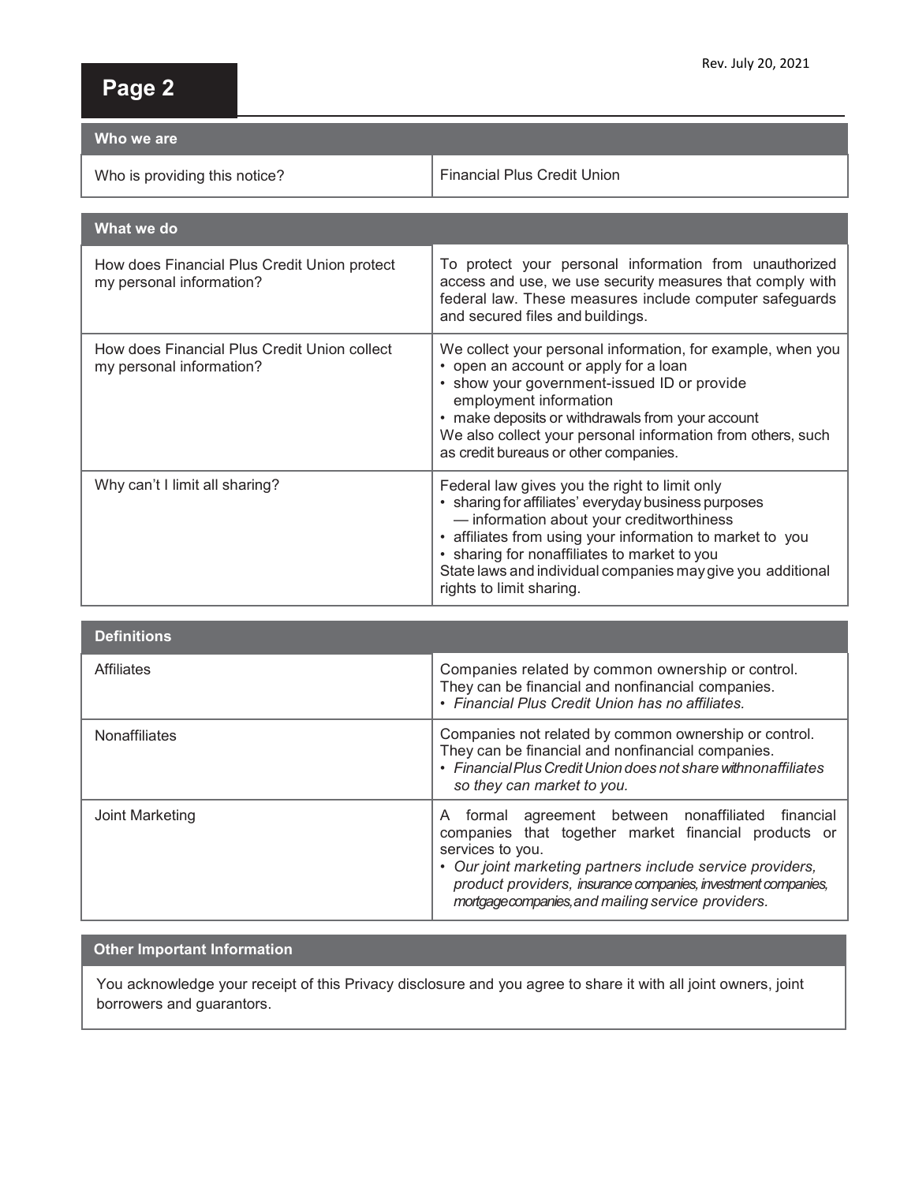# Page 2

Rev. July 20, 2021

| Who we are | |
|---|---|
| Who is providing this notice? | Financial Plus Credit Union |

| What we do | |
|---|---|
| How does Financial Plus Credit Union protect my personal information? | To protect your personal information from unauthorized access and use, we use security measures that comply with federal law. These measures include computer safeguards and secured files and buildings. |
| How does Financial Plus Credit Union collect my personal information? | We collect your personal information, for example, when you<br>• open an account or apply for a loan<br>• show your government-issued ID or provide employment information<br>• make deposits or withdrawals from your account<br>We also collect your personal information from others, such as credit bureaus or other companies. |
| Why can't I limit all sharing? | Federal law gives you the right to limit only<br>• sharing for affiliates' everyday business purposes — information about your creditworthiness<br>• affiliates from using your information to market to you<br>• sharing for nonaffiliates to market to you<br>State laws and individual companies may give you additional rights to limit sharing. |

| Definitions | |
|---|---|
| Affiliates | Companies related by common ownership or control. They can be financial and nonfinancial companies.<br>• *Financial Plus Credit Union has no affiliates.* |
| Nonaffiliates | Companies not related by common ownership or control. They can be financial and nonfinancial companies.<br>• *Financial Plus Credit Union does not share with nonaffiliates so they can market to you.* |
| Joint Marketing | A formal agreement between nonaffiliated financial companies that together market financial products or services to you.<br>• *Our joint marketing partners include service providers, product providers, insurance companies, investment companies, mortgage companies, and mailing service providers.* |

| Other Important Information |
|---|
| You acknowledge your receipt of this Privacy disclosure and you agree to share it with all joint owners, joint borrowers and guarantors. |